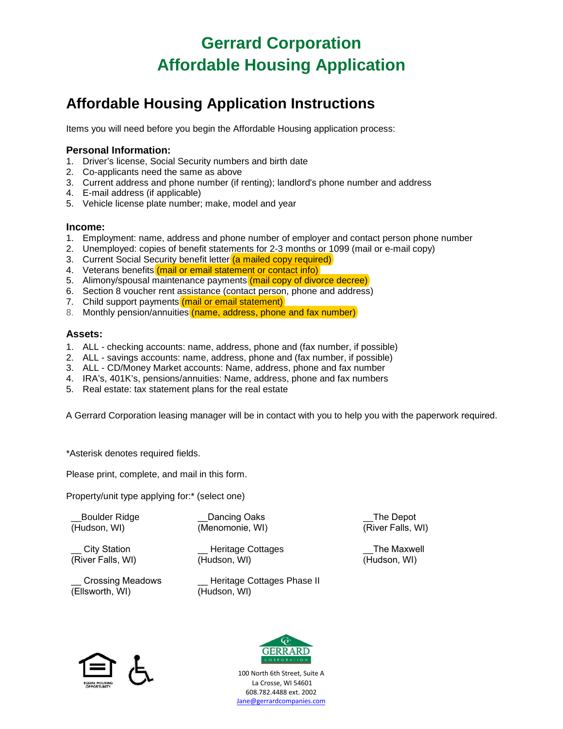# Gerrard Corporation
# Affordable Housing Application

## Affordable Housing Application Instructions

Items you will need before you begin the Affordable Housing application process:

### Personal Information:

1. Driver's license, Social Security numbers and birth date
2. Co-applicants need the same as above
3. Current address and phone number (if renting); landlord's phone number and address
4. E-mail address (if applicable)
5. Vehicle license plate number; make, model and year

### Income:

1. Employment: name, address and phone number of employer and contact person phone number
2. Unemployed: copies of benefit statements for 2-3 months or 1099 (mail or e-mail copy)
3. Current Social Security benefit letter (a mailed copy required)
4. Veterans benefits (mail or email statement or contact info)
5. Alimony/spousal maintenance payments (mail copy of divorce decree)
6. Section 8 voucher rent assistance (contact person, phone and address)
7. Child support payments (mail or email statement)
8. Monthly pension/annuities (name, address, phone and fax number)

### Assets:

1. ALL - checking accounts: name, address, phone and (fax number, if possible)
2. ALL - savings accounts: name, address, phone and (fax number, if possible)
3. ALL - CD/Money Market accounts: Name, address, phone and fax number
4. IRA's, 401K's, pensions/annuities: Name, address, phone and fax numbers
5. Real estate: tax statement plans for the real estate

A Gerrard Corporation leasing manager will be in contact with you to help you with the paperwork required.

*Asterisk denotes required fields.

Please print, complete, and mail in this form.

Property/unit type applying for:* (select one)

__Boulder Ridge (Hudson, WI)

__ City Station (River Falls, WI)

__ Crossing Meadows (Ellsworth, WI)

__Dancing Oaks (Menomonie, WI)

__ Heritage Cottages (Hudson, WI)

__ Heritage Cottages Phase II (Hudson, WI)

__The Depot (River Falls, WI)

__The Maxwell (Hudson, WI)

EQUAL HOUSING OPPORTUNITY

GERRARD CORPORATION

100 North 6th Street, Suite A
La Crosse, WI 54601
608.782.4488 ext. 2002
Jane@gerrardcompanies.com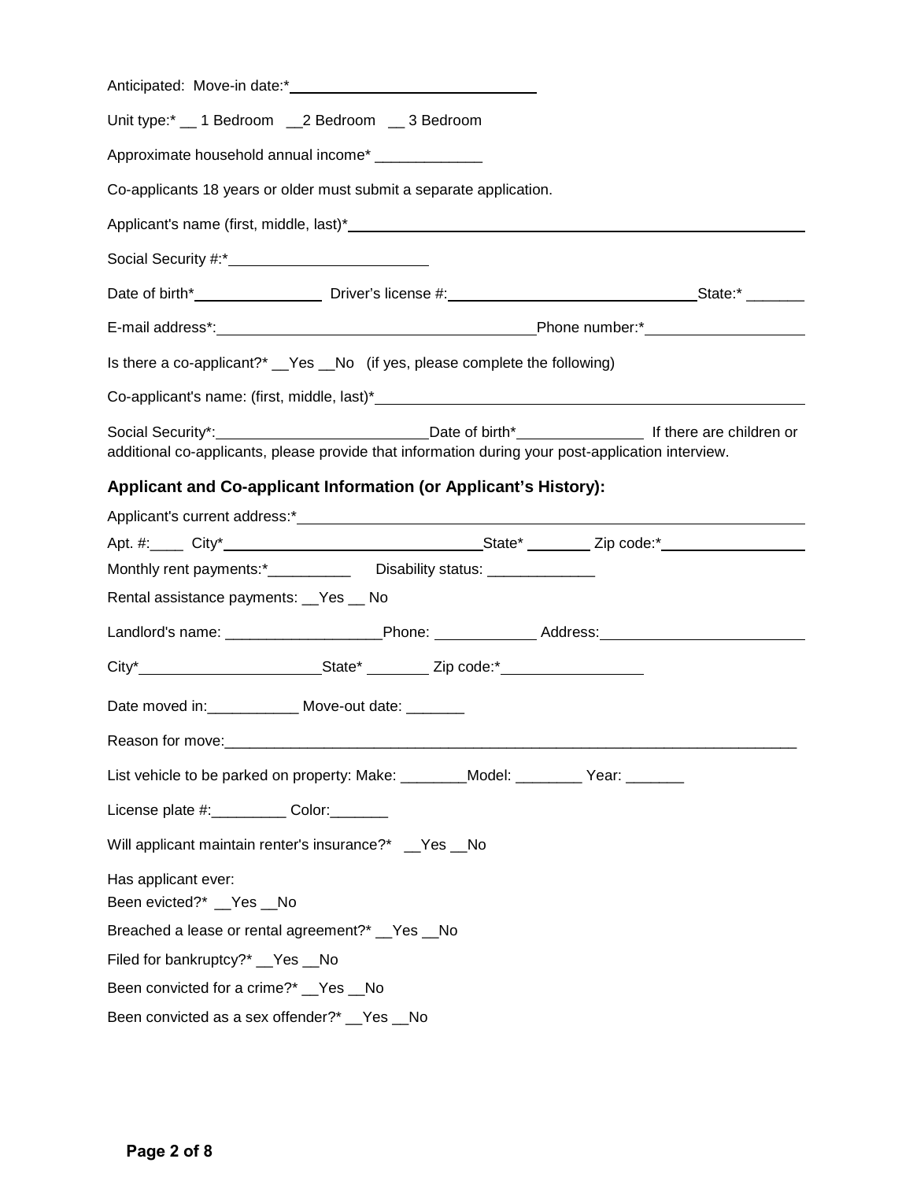Anticipated: Move-in date:* ______________________________

Unit type:* __ 1 Bedroom __2 Bedroom __ 3 Bedroom

Approximate household annual income* _____________

Co-applicants 18 years or older must submit a separate application.

Applicant's name (first, middle, last)* ____________________________________________________________

Social Security #:* ________________________

Date of birth* ________________ Driver's license #: ______________________________ State:* _______

E-mail address*: ________________________________________ Phone number:* ____________________

Is there a co-applicant?* __Yes __No (if yes, please complete the following)

Co-applicant's name: (first, middle, last)* ____________________________________________________

Social Security*: _________________________ Date of birth* _______________ If there are children or additional co-applicants, please provide that information during your post-application interview.

### Applicant and Co-applicant Information (or Applicant's History):

Applicant's current address:* ____________________________________________________________

Apt. #:____ City* ________________________________ State* ________ Zip code:* __________________

Monthly rent payments:*__________ Disability status: _____________

Rental assistance payments: __Yes __ No

Landlord's name: ___________________ Phone: ____________ Address: ________________________

City* ______________________ State* ________ Zip code:* _________________

Date moved in:___________ Move-out date: _______

Reason for move: ________________________________________________________________________

List vehicle to be parked on property: Make: ________ Model: ________ Year: _______

License plate #:_________ Color:_______

Will applicant maintain renter's insurance?* __Yes __No

Has applicant ever:

Been evicted?* __Yes __No

Breached a lease or rental agreement?* __Yes __No

Filed for bankruptcy?* __Yes __No

Been convicted for a crime?* __Yes __No

Been convicted as a sex offender?* __Yes __No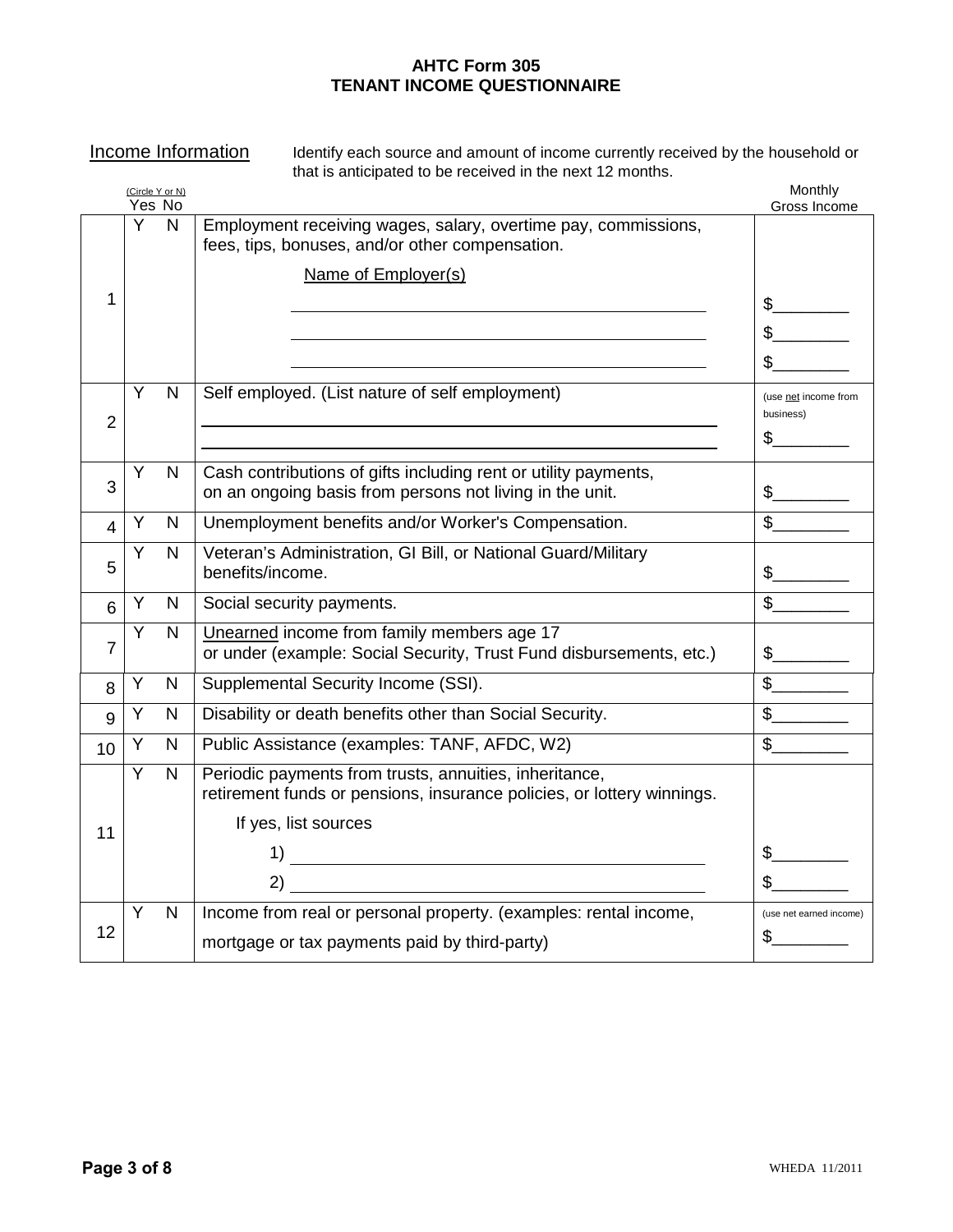**AHTC Form 305**
**TENANT INCOME QUESTIONNAIRE**

Income Information — Identify each source and amount of income currently received by the household or that is anticipated to be received in the next 12 months.

| | (Circle Y or N) Yes | No | | Monthly Gross Income |
|---|---|---|---|---|
| 1 | Y | N | Employment receiving wages, salary, overtime pay, commissions, fees, tips, bonuses, and/or other compensation.<br><br>Name of Employer(s)<br>\_\_\_\_\_\_\_\_\_\_\_\_\_\_\_\_\_\_\_\_<br>\_\_\_\_\_\_\_\_\_\_\_\_\_\_\_\_\_\_\_\_<br>\_\_\_\_\_\_\_\_\_\_\_\_\_\_\_\_\_\_\_\_ | \$\_\_\_\_\_\_\_\_<br>\$\_\_\_\_\_\_\_\_<br>\$\_\_\_\_\_\_\_\_ |
| 2 | Y | N | Self employed. (List nature of self employment)<br>\_\_\_\_\_\_\_\_\_\_\_\_\_\_\_\_\_\_\_\_<br>\_\_\_\_\_\_\_\_\_\_\_\_\_\_\_\_\_\_\_\_ | (use net income from business)<br>\$\_\_\_\_\_\_\_\_ |
| 3 | Y | N | Cash contributions of gifts including rent or utility payments, on an ongoing basis from persons not living in the unit. | \$\_\_\_\_\_\_\_\_ |
| 4 | Y | N | Unemployment benefits and/or Worker's Compensation. | \$\_\_\_\_\_\_\_\_ |
| 5 | Y | N | Veteran's Administration, GI Bill, or National Guard/Military benefits/income. | \$\_\_\_\_\_\_\_\_ |
| 6 | Y | N | Social security payments. | \$\_\_\_\_\_\_\_\_ |
| 7 | Y | N | Unearned income from family members age 17 or under (example: Social Security, Trust Fund disbursements, etc.) | \$\_\_\_\_\_\_\_\_ |
| 8 | Y | N | Supplemental Security Income (SSI). | \$\_\_\_\_\_\_\_\_ |
| 9 | Y | N | Disability or death benefits other than Social Security. | \$\_\_\_\_\_\_\_\_ |
| 10 | Y | N | Public Assistance (examples: TANF, AFDC, W2) | \$\_\_\_\_\_\_\_\_ |
| 11 | Y | N | Periodic payments from trusts, annuities, inheritance, retirement funds or pensions, insurance policies, or lottery winnings.<br><br>If yes, list sources<br>1) \_\_\_\_\_\_\_\_\_\_\_\_\_\_\_\_\_\_\_\_<br>2) \_\_\_\_\_\_\_\_\_\_\_\_\_\_\_\_\_\_\_\_ | \$\_\_\_\_\_\_\_\_<br>\$\_\_\_\_\_\_\_\_ |
| 12 | Y | N | Income from real or personal property. (examples: rental income, mortgage or tax payments paid by third-party) | (use net earned income)<br>\$\_\_\_\_\_\_\_\_ |

WHEDA 11/2011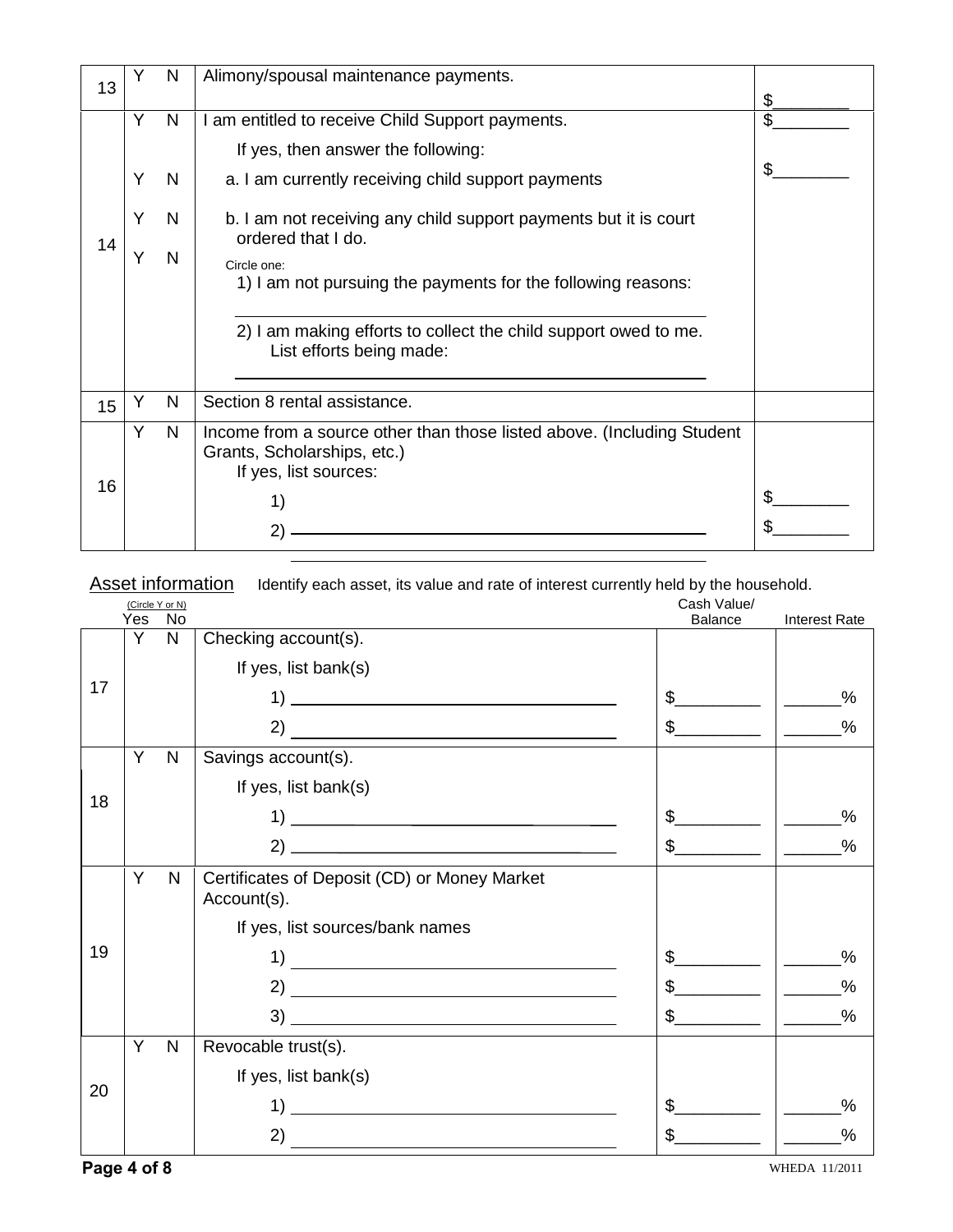| | | | | |
|---|---|---|---|---|
| 13 | Y | N | Alimony/spousal maintenance payments. | $________ |
| 14 | Y | N | I am entitled to receive Child Support payments. | $________ |
| | | | If yes, then answer the following: | |
| | Y | N | a. I am currently receiving child support payments | $________ |
| | Y | N | b. I am not receiving any child support payments but it is court ordered that I do. | |
| | Y | N | Circle one:<br>1) I am not pursuing the payments for the following reasons:<br>______________________________<br>2) I am making efforts to collect the child support owed to me. List efforts being made:<br>______________________________ | |
| 15 | Y | N | Section 8 rental assistance. | |
| 16 | Y | N | Income from a source other than those listed above. (Including Student Grants, Scholarships, etc.)<br>If yes, list sources: | |
| | | | 1) | $________ |
| | | | 2) ______________________________ | $________ |

## Asset information

Identify each asset, its value and rate of interest currently held by the household.

| | (Circle Y or N) Yes | No | | Cash Value/ Balance | Interest Rate |
|---|---|---|---|---|---|
| 17 | Y | N | Checking account(s). | | |
| | | | If yes, list bank(s) | | |
| | | | 1) ______________________________ | $_________ | ______% |
| | | | 2) ______________________________ | $_________ | ______% |
| 18 | Y | N | Savings account(s). | | |
| | | | If yes, list bank(s) | | |
| | | | 1) ______________________________ | $_________ | ______% |
| | | | 2) ______________________________ | $_________ | ______% |
| 19 | Y | N | Certificates of Deposit (CD) or Money Market Account(s). | | |
| | | | If yes, list sources/bank names | | |
| | | | 1) ______________________________ | $_________ | ______% |
| | | | 2) ______________________________ | $_________ | ______% |
| | | | 3) ______________________________ | $_________ | ______% |
| 20 | Y | N | Revocable trust(s). | | |
| | | | If yes, list bank(s) | | |
| | | | 1) ______________________________ | $_________ | ______% |
| | | | 2) ______________________________ | $_________ | ______% |

WHEDA 11/2011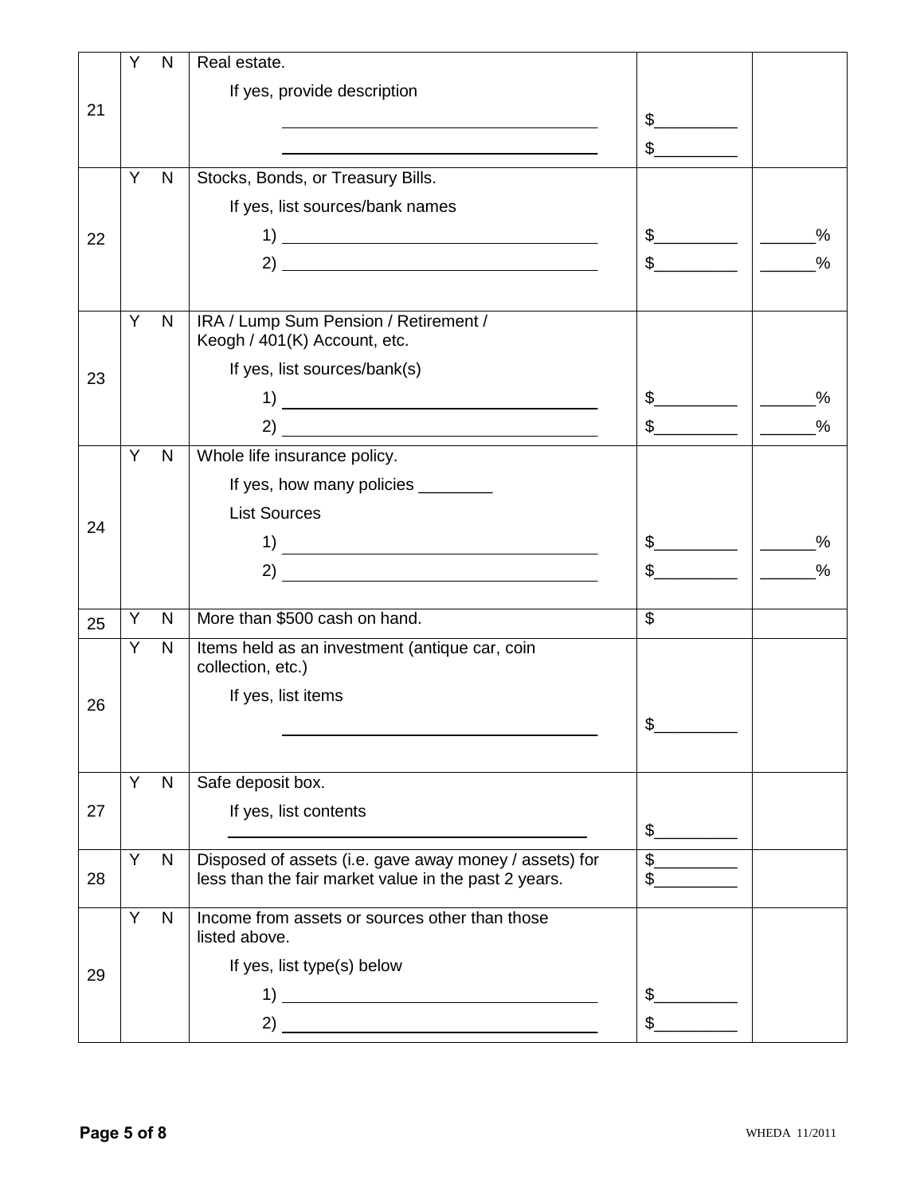| | | | | | |
|---|---|---|---|---|---|
| 21 | Y | N | Real estate.<br><br>If yes, provide description<br><br>______________________<br>______________________ | <br><br><br>$_________<br>$_________ | |
| 22 | Y | N | Stocks, Bonds, or Treasury Bills.<br><br>If yes, list sources/bank names<br><br>1) ______________________<br>2) ______________________ | <br><br><br>$_________<br>$_________ | <br><br><br>______%<br>______% |
| 23 | Y | N | IRA / Lump Sum Pension / Retirement / Keogh / 401(K) Account, etc.<br><br>If yes, list sources/bank(s)<br><br>1) ______________________<br>2) ______________________ | <br><br><br>$_________<br>$_________ | <br><br><br>______%<br>______% |
| 24 | Y | N | Whole life insurance policy.<br><br>If yes, how many policies ________<br><br>List Sources<br><br>1) ______________________<br>2) ______________________ | <br><br><br><br>$_________<br>$_________ | <br><br><br><br>______%<br>______% |
| 25 | Y | N | More than $500 cash on hand. | $ | |
| 26 | Y | N | Items held as an investment (antique car, coin collection, etc.)<br><br>If yes, list items<br><br>______________________ | <br><br><br>$_________ | |
| 27 | Y | N | Safe deposit box.<br><br>If yes, list contents<br><br>______________________ | <br><br>$_________ | |
| 28 | Y | N | Disposed of assets (i.e. gave away money / assets) for less than the fair market value in the past 2 years. | $_________<br>$_________ | |
| 29 | Y | N | Income from assets or sources other than those listed above.<br><br>If yes, list type(s) below<br><br>1) ______________________<br>2) ______________________ | <br><br><br>$_________<br>$_________ | |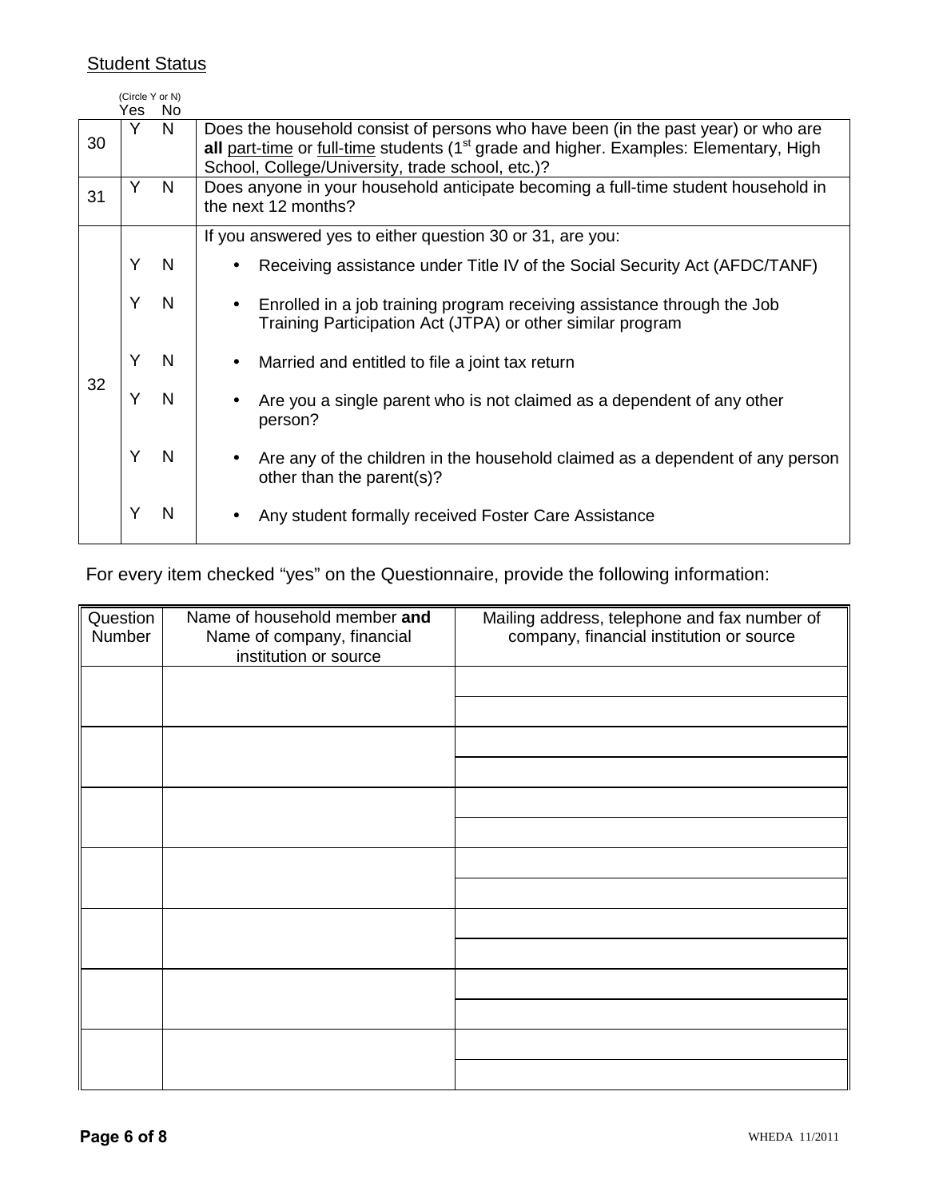## Student Status

| | (Circle Y or N) Yes | No | |
|---|---|---|---|
| 30 | Y | N | Does the household consist of persons who have been (in the past year) or who are **all** part-time or full-time students (1st grade and higher. Examples: Elementary, High School, College/University, trade school, etc.)? |
| 31 | Y | N | Does anyone in your household anticipate becoming a full-time student household in the next 12 months? |
| 32 | | | If you answered yes to either question 30 or 31, are you: |
| | Y | N | • Receiving assistance under Title IV of the Social Security Act (AFDC/TANF) |
| | Y | N | • Enrolled in a job training program receiving assistance through the Job Training Participation Act (JTPA) or other similar program |
| | Y | N | • Married and entitled to file a joint tax return |
| | Y | N | • Are you a single parent who is not claimed as a dependent of any other person? |
| | Y | N | • Are any of the children in the household claimed as a dependent of any person other than the parent(s)? |
| | Y | N | • Any student formally received Foster Care Assistance |

For every item checked "yes" on the Questionnaire, provide the following information:

| Question Number | Name of household member **and** Name of company, financial institution or source | Mailing address, telephone and fax number of company, financial institution or source |
|---|---|---|
| | | |
| | | |
| | | |
| | | |
| | | |
| | | |
| | | |
| | | |
| | | |
| | | |
| | | |
| | | |
| | | |
| | | |

WHEDA 11/2011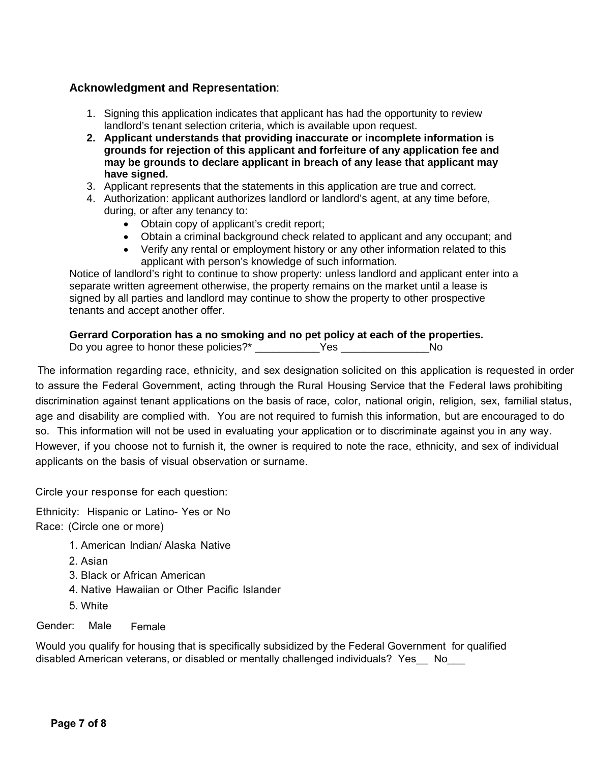**Acknowledgment and Representation**:

1. Signing this application indicates that applicant has had the opportunity to review landlord's tenant selection criteria, which is available upon request.
2. **Applicant understands that providing inaccurate or incomplete information is grounds for rejection of this applicant and forfeiture of any application fee and may be grounds to declare applicant in breach of any lease that applicant may have signed.**
3. Applicant represents that the statements in this application are true and correct.
4. Authorization: applicant authorizes landlord or landlord's agent, at any time before, during, or after any tenancy to:
   - Obtain copy of applicant's credit report;
   - Obtain a criminal background check related to applicant and any occupant; and
   - Verify any rental or employment history or any other information related to this applicant with person's knowledge of such information.

Notice of landlord's right to continue to show property: unless landlord and applicant enter into a separate written agreement otherwise, the property remains on the market until a lease is signed by all parties and landlord may continue to show the property to other prospective tenants and accept another offer.

**Gerrard Corporation has a no smoking and no pet policy at each of the properties.**
Do you agree to honor these policies?* ___________Yes _______________No

The information regarding race, ethnicity, and sex designation solicited on this application is requested in order to assure the Federal Government, acting through the Rural Housing Service that the Federal laws prohibiting discrimination against tenant applications on the basis of race, color, national origin, religion, sex, familial status, age and disability are complied with. You are not required to furnish this information, but are encouraged to do so. This information will not be used in evaluating your application or to discriminate against you in any way. However, if you choose not to furnish it, the owner is required to note the race, ethnicity, and sex of individual applicants on the basis of visual observation or surname.

Circle your response for each question:

Ethnicity: Hispanic or Latino- Yes or No
Race: (Circle one or more)

1. American Indian/ Alaska Native
2. Asian
3. Black or African American
4. Native Hawaiian or Other Pacific Islander
5. White

Gender: Male Female

Would you qualify for housing that is specifically subsidized by the Federal Government for qualified disabled American veterans, or disabled or mentally challenged individuals? Yes__ No___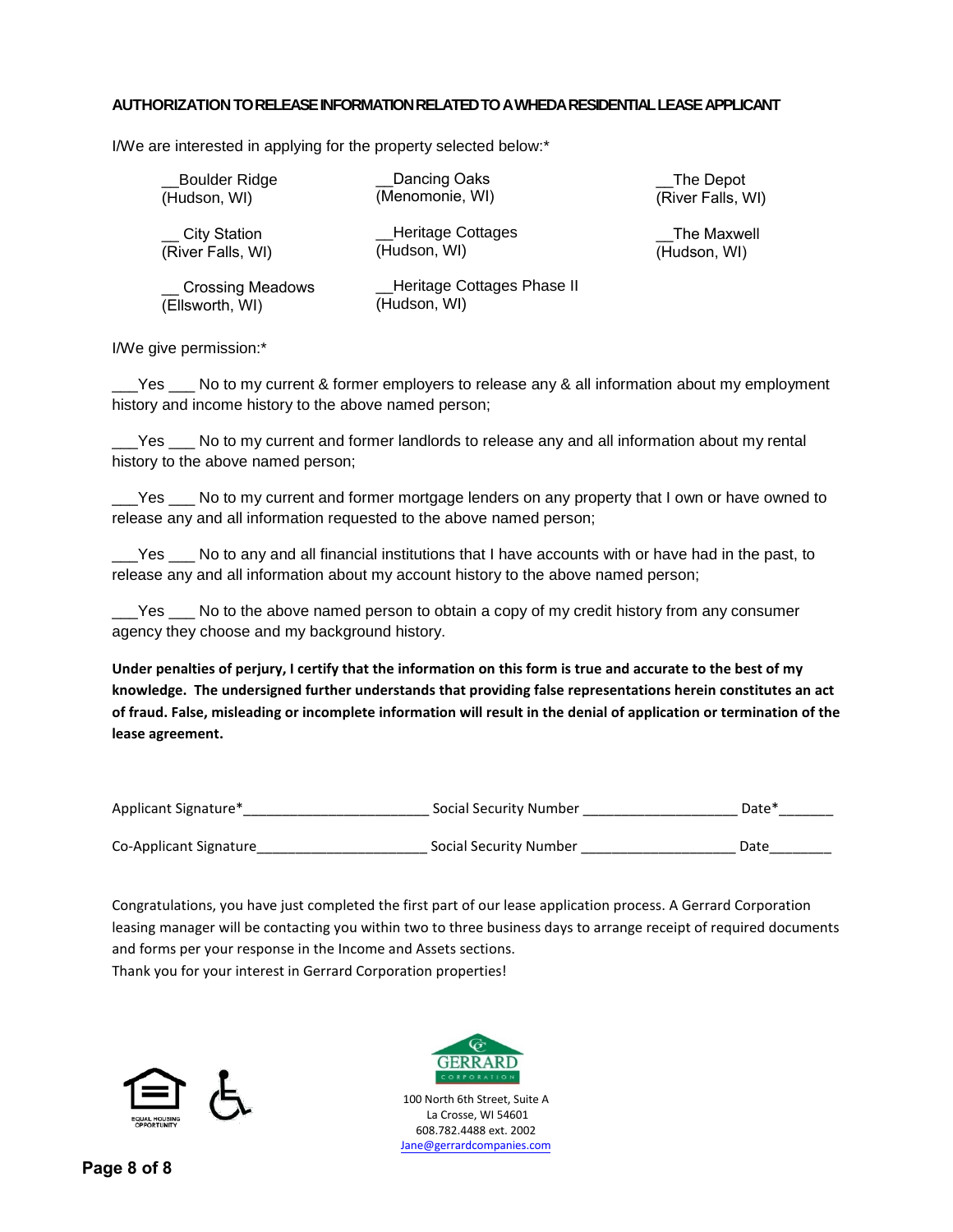**AUTHORIZATION TO RELEASE INFORMATION RELATED TO A WHEDA RESIDENTIAL LEASE APPLICANT**

I/We are interested in applying for the property selected below:*

__Boulder Ridge (Hudson, WI)

__ City Station (River Falls, WI)

__ Crossing Meadows (Ellsworth, WI)

__Dancing Oaks (Menomonie, WI)

__Heritage Cottages (Hudson, WI)

__Heritage Cottages Phase II (Hudson, WI)

__The Depot (River Falls, WI)

__The Maxwell (Hudson, WI)

I/We give permission:*

___Yes ___ No to my current & former employers to release any & all information about my employment history and income history to the above named person;

___Yes ___ No to my current and former landlords to release any and all information about my rental history to the above named person;

___Yes ___ No to my current and former mortgage lenders on any property that I own or have owned to release any and all information requested to the above named person;

___Yes ___ No to any and all financial institutions that I have accounts with or have had in the past, to release any and all information about my account history to the above named person;

___Yes ___ No to the above named person to obtain a copy of my credit history from any consumer agency they choose and my background history.

**Under penalties of perjury, I certify that the information on this form is true and accurate to the best of my knowledge. The undersigned further understands that providing false representations herein constitutes an act of fraud. False, misleading or incomplete information will result in the denial of application or termination of the lease agreement.**

Applicant Signature*________________________ Social Security Number ____________________ Date*_______

Co-Applicant Signature______________________ Social Security Number ____________________ Date________

Congratulations, you have just completed the first part of our lease application process. A Gerrard Corporation leasing manager will be contacting you within two to three business days to arrange receipt of required documents and forms per your response in the Income and Assets sections.
Thank you for your interest in Gerrard Corporation properties!

EQUAL HOUSING OPPORTUNITY

GERRARD CORPORATION

100 North 6th Street, Suite A
La Crosse, WI 54601
608.782.4488 ext. 2002
Jane@gerrardcompanies.com